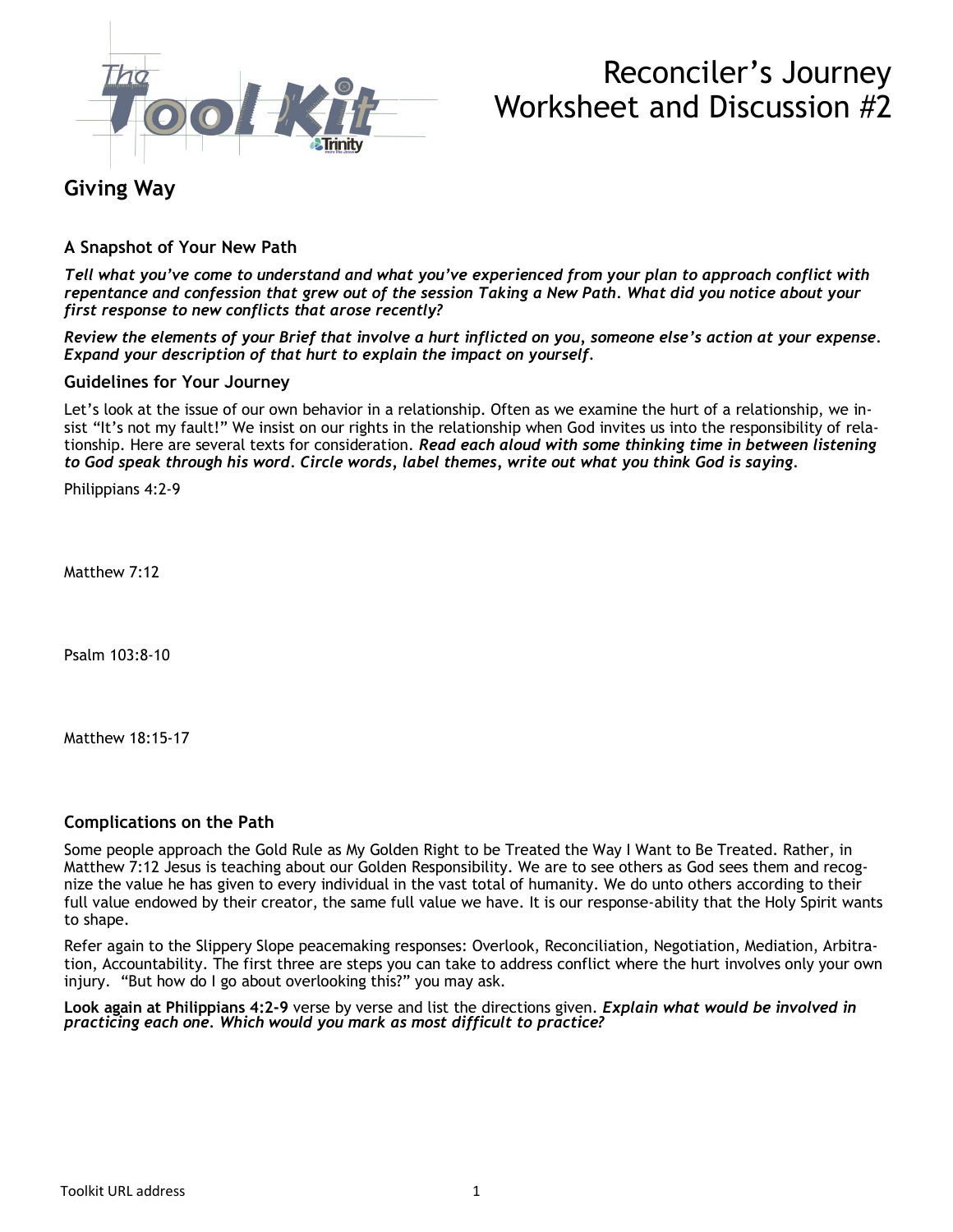# Reconciler's Journey Worksheet and Discussion #2

## Giving Way

### A Snapshot of Your New Path

***Tell what you've come to understand and what you've experienced from your plan to approach conflict with repentance and confession that grew out of the session Taking a New Path. What did you notice about your first response to new conflicts that arose recently?***

***Review the elements of your Brief that involve a hurt inflicted on you, someone else's action at your expense. Expand your description of that hurt to explain the impact on yourself.***

### Guidelines for Your Journey

Let's look at the issue of our own behavior in a relationship. Often as we examine the hurt of a relationship, we insist "It's not my fault!" We insist on our rights in the relationship when God invites us into the responsibility of relationship. Here are several texts for consideration. ***Read each aloud with some thinking time in between listening to God speak through his word. Circle words, label themes, write out what you think God is saying.***

Philippians 4:2-9

Matthew 7:12

Psalm 103:8-10

Matthew 18:15-17

### Complications on the Path

Some people approach the Gold Rule as My Golden Right to be Treated the Way I Want to Be Treated. Rather, in Matthew 7:12 Jesus is teaching about our Golden Responsibility. We are to see others as God sees them and recognize the value he has given to every individual in the vast total of humanity. We do unto others according to their full value endowed by their creator, the same full value we have. It is our response-ability that the Holy Spirit wants to shape.

Refer again to the Slippery Slope peacemaking responses: Overlook, Reconciliation, Negotiation, Mediation, Arbitration, Accountability. The first three are steps you can take to address conflict where the hurt involves only your own injury. "But how do I go about overlooking this?" you may ask.

**Look again at Philippians 4:2-9** verse by verse and list the directions given. ***Explain what would be involved in practicing each one. Which would you mark as most difficult to practice?***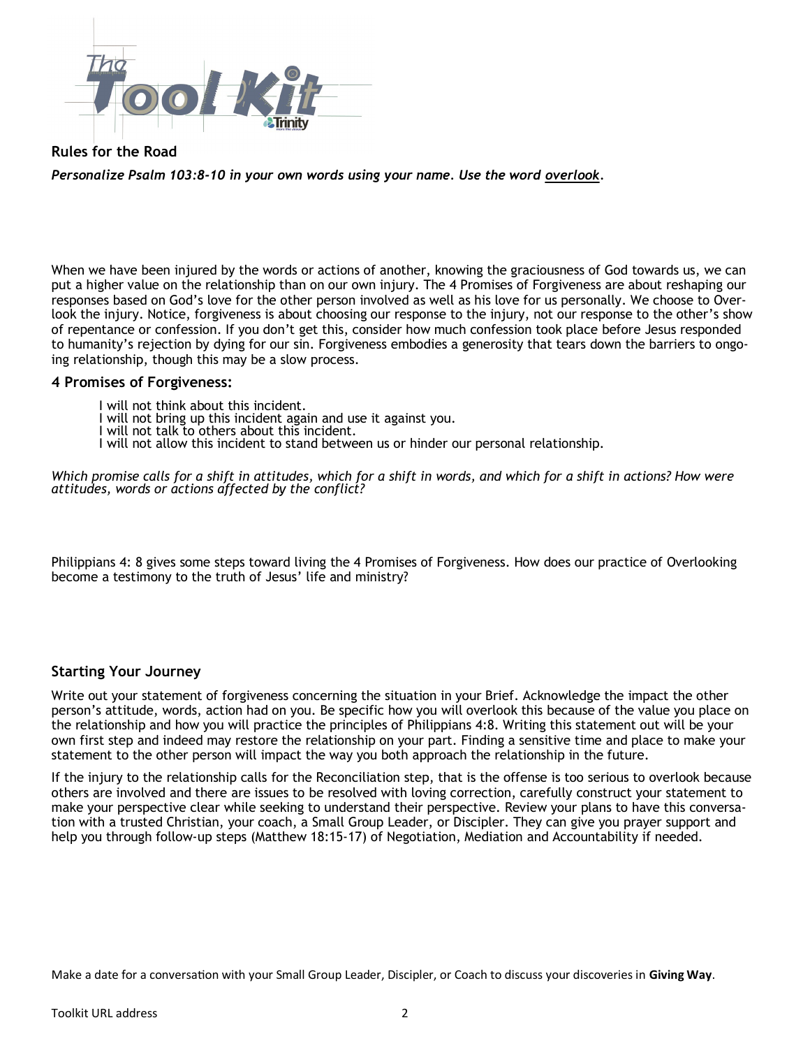## Rules for the Road

***Personalize Psalm 103:8-10 in your own words using your name. Use the word overlook.***

When we have been injured by the words or actions of another, knowing the graciousness of God towards us, we can put a higher value on the relationship than on our own injury. The 4 Promises of Forgiveness are about reshaping our responses based on God's love for the other person involved as well as his love for us personally. We choose to Overlook the injury. Notice, forgiveness is about choosing our response to the injury, not our response to the other's show of repentance or confession. If you don't get this, consider how much confession took place before Jesus responded to humanity's rejection by dying for our sin. Forgiveness embodies a generosity that tears down the barriers to ongoing relationship, though this may be a slow process.

### 4 Promises of Forgiveness:

I will not think about this incident.
I will not bring up this incident again and use it against you.
I will not talk to others about this incident.
I will not allow this incident to stand between us or hinder our personal relationship.

*Which promise calls for a shift in attitudes, which for a shift in words, and which for a shift in actions? How were attitudes, words or actions affected by the conflict?*

Philippians 4: 8 gives some steps toward living the 4 Promises of Forgiveness. How does our practice of Overlooking become a testimony to the truth of Jesus' life and ministry?

## Starting Your Journey

Write out your statement of forgiveness concerning the situation in your Brief. Acknowledge the impact the other person's attitude, words, action had on you. Be specific how you will overlook this because of the value you place on the relationship and how you will practice the principles of Philippians 4:8. Writing this statement out will be your own first step and indeed may restore the relationship on your part. Finding a sensitive time and place to make your statement to the other person will impact the way you both approach the relationship in the future.

If the injury to the relationship calls for the Reconciliation step, that is the offense is too serious to overlook because others are involved and there are issues to be resolved with loving correction, carefully construct your statement to make your perspective clear while seeking to understand their perspective. Review your plans to have this conversation with a trusted Christian, your coach, a Small Group Leader, or Discipler. They can give you prayer support and help you through follow-up steps (Matthew 18:15-17) of Negotiation, Mediation and Accountability if needed.

Make a date for a conversation with your Small Group Leader, Discipler, or Coach to discuss your discoveries in **Giving Way**.

Toolkit URL address